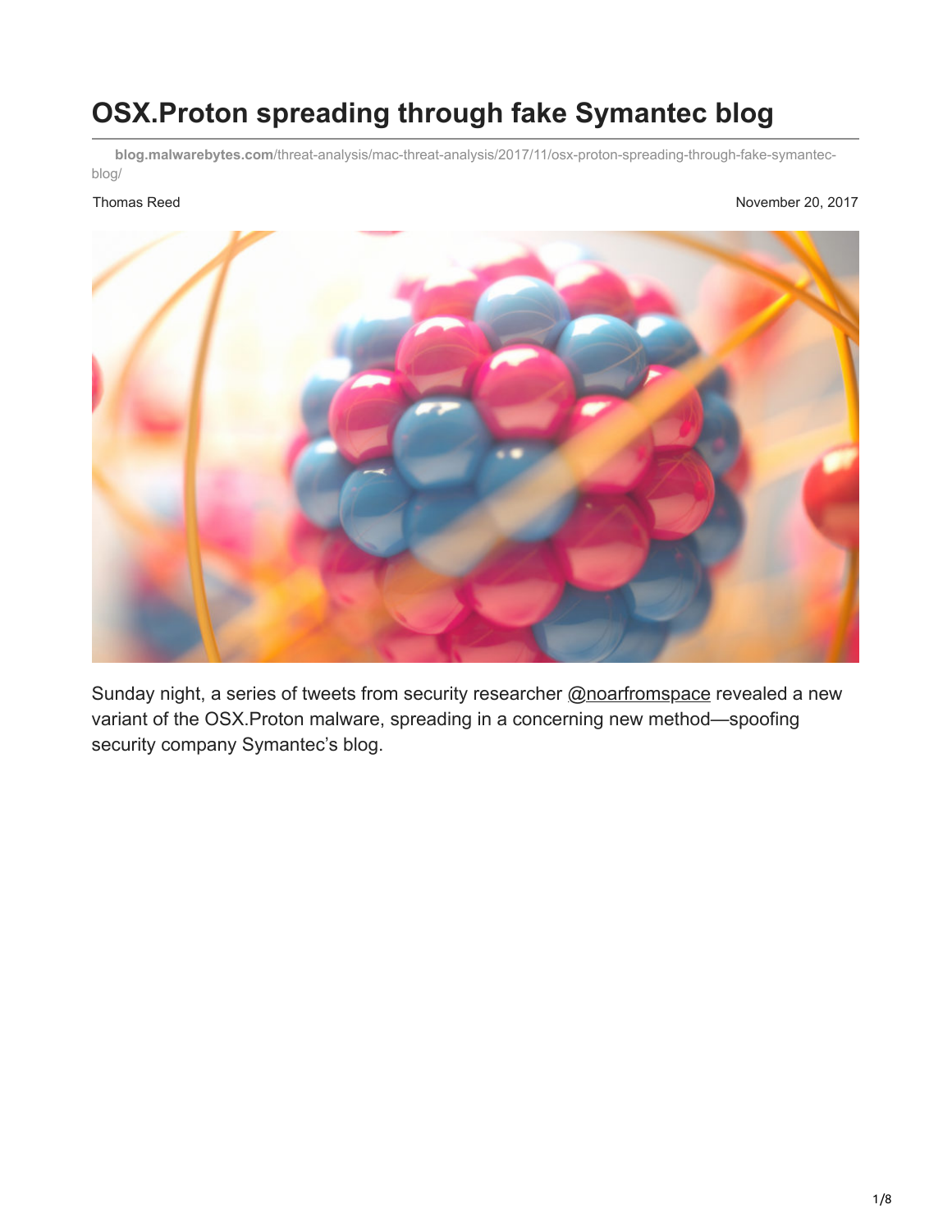# OSX.Proton spreading through fake Symantec blog

**blog.malwarebytes.com**/threat-analysis/mac-threat-analysis/2017/11/osx-proton-spreading-through-fake-symantec-blog/

Thomas Reed — November 20, 2017

Sunday night, a series of tweets from security researcher @noarfromspace revealed a new variant of the OSX.Proton malware, spreading in a concerning new method—spoofing security company Symantec's blog.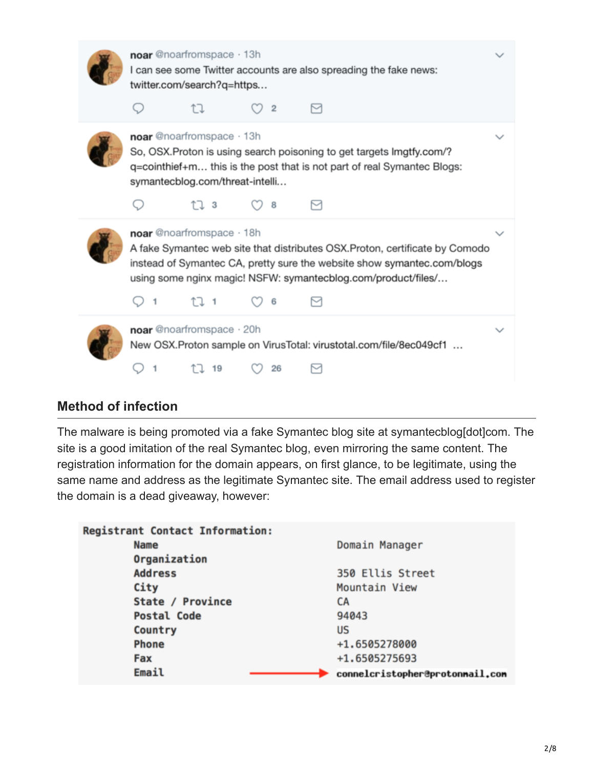noar @noarfromspace · 13h
I can see some Twitter accounts are also spreading the fake news: twitter.com/search?q=https...

2

noar @noarfromspace · 13h
So, OSX.Proton is using search poisoning to get targets lmgtfy.com/?q=cointhief+m... this is the post that is not part of real Symantec Blogs: symantecblog.com/threat-intelli...

3 8

noar @noarfromspace · 18h
A fake Symantec web site that distributes OSX.Proton, certificate by Comodo instead of Symantec CA, pretty sure the website show symantec.com/blogs using some nginx magic! NSFW: symantecblog.com/product/files/...

1 1 6

noar @noarfromspace · 20h
New OSX.Proton sample on VirusTotal: virustotal.com/file/8ec049cf1 ...

1 19 26

## Method of infection

The malware is being promoted via a fake Symantec blog site at symantecblog[dot]com. The site is a good imitation of the real Symantec blog, even mirroring the same content. The registration information for the domain appears, on first glance, to be legitimate, using the same name and address as the legitimate Symantec site. The email address used to register the domain is a dead giveaway, however:

```
Registrant Contact Information:
        Name                        Domain Manager
        Organization
        Address                     350 Ellis Street
        City                        Mountain View
        State / Province            CA
        Postal Code                 94043
        Country                     US
        Phone                       +1.6505278000
        Fax                         +1.6505275693
        Email                       connelcristopher@protonmail.com
```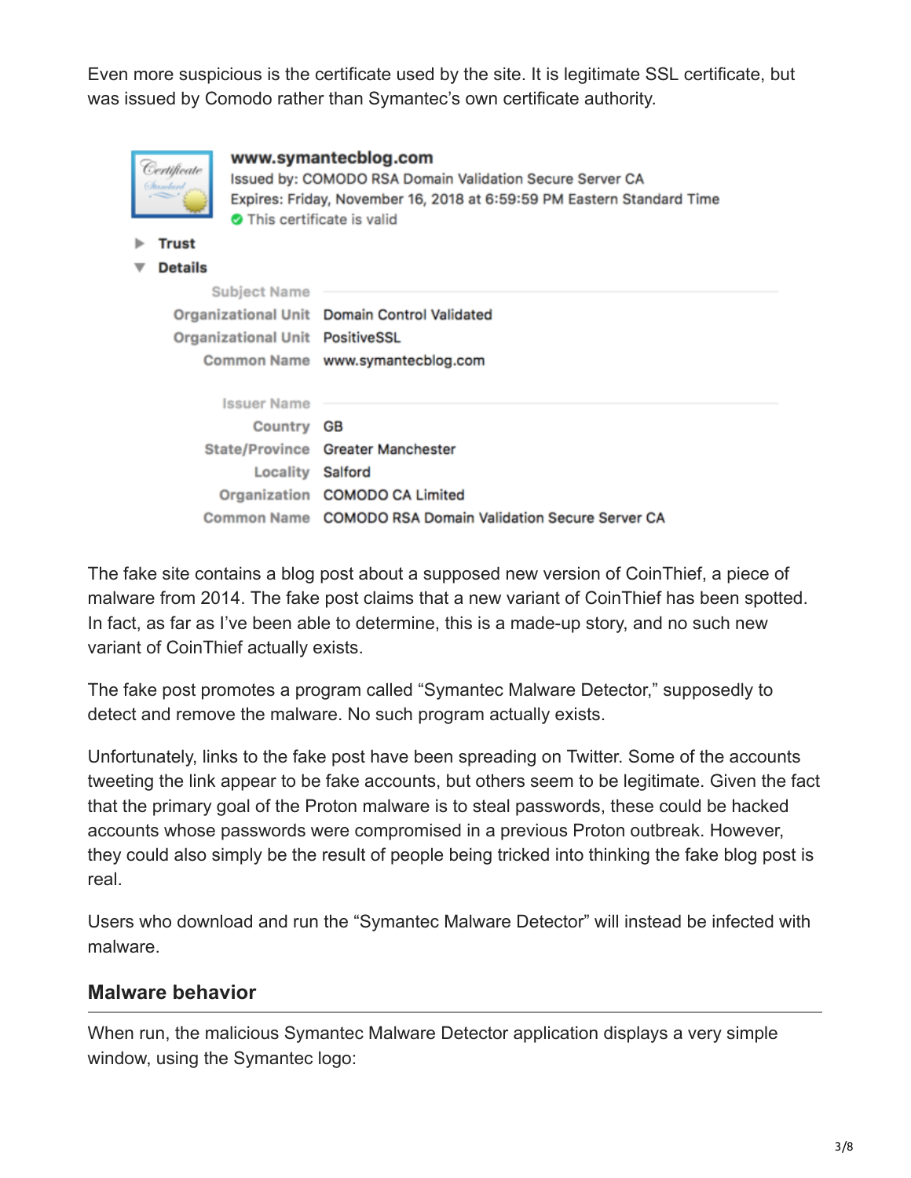Even more suspicious is the certificate used by the site. It is legitimate SSL certificate, but was issued by Comodo rather than Symantec's own certificate authority.

**www.symantecblog.com**
Issued by: COMODO RSA Domain Validation Secure Server CA
Expires: Friday, November 16, 2018 at 6:59:59 PM Eastern Standard Time
This certificate is valid

▶ Trust
▼ Details

| Subject Name | |
|---|---|
| Organizational Unit | Domain Control Validated |
| Organizational Unit | PositiveSSL |
| Common Name | www.symantecblog.com |

| Issuer Name | |
|---|---|
| Country | GB |
| State/Province | Greater Manchester |
| Locality | Salford |
| Organization | COMODO CA Limited |
| Common Name | COMODO RSA Domain Validation Secure Server CA |

The fake site contains a blog post about a supposed new version of CoinThief, a piece of malware from 2014. The fake post claims that a new variant of CoinThief has been spotted. In fact, as far as I've been able to determine, this is a made-up story, and no such new variant of CoinThief actually exists.

The fake post promotes a program called "Symantec Malware Detector," supposedly to detect and remove the malware. No such program actually exists.

Unfortunately, links to the fake post have been spreading on Twitter. Some of the accounts tweeting the link appear to be fake accounts, but others seem to be legitimate. Given the fact that the primary goal of the Proton malware is to steal passwords, these could be hacked accounts whose passwords were compromised in a previous Proton outbreak. However, they could also simply be the result of people being tricked into thinking the fake blog post is real.

Users who download and run the "Symantec Malware Detector" will instead be infected with malware.

## Malware behavior

When run, the malicious Symantec Malware Detector application displays a very simple window, using the Symantec logo: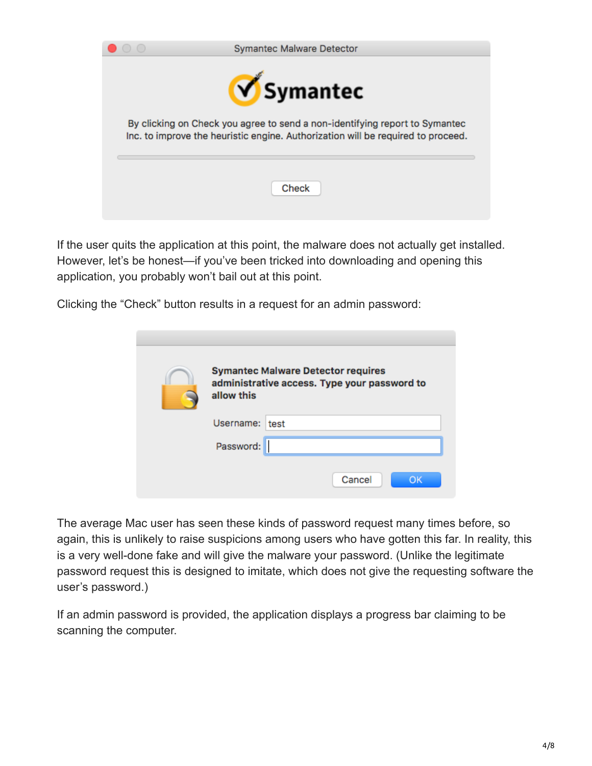If the user quits the application at this point, the malware does not actually get installed. However, let's be honest—if you've been tricked into downloading and opening this application, you probably won't bail out at this point.

Clicking the "Check" button results in a request for an admin password:

The average Mac user has seen these kinds of password request many times before, so again, this is unlikely to raise suspicions among users who have gotten this far. In reality, this is a very well-done fake and will give the malware your password. (Unlike the legitimate password request this is designed to imitate, which does not give the requesting software the user's password.)

If an admin password is provided, the application displays a progress bar claiming to be scanning the computer.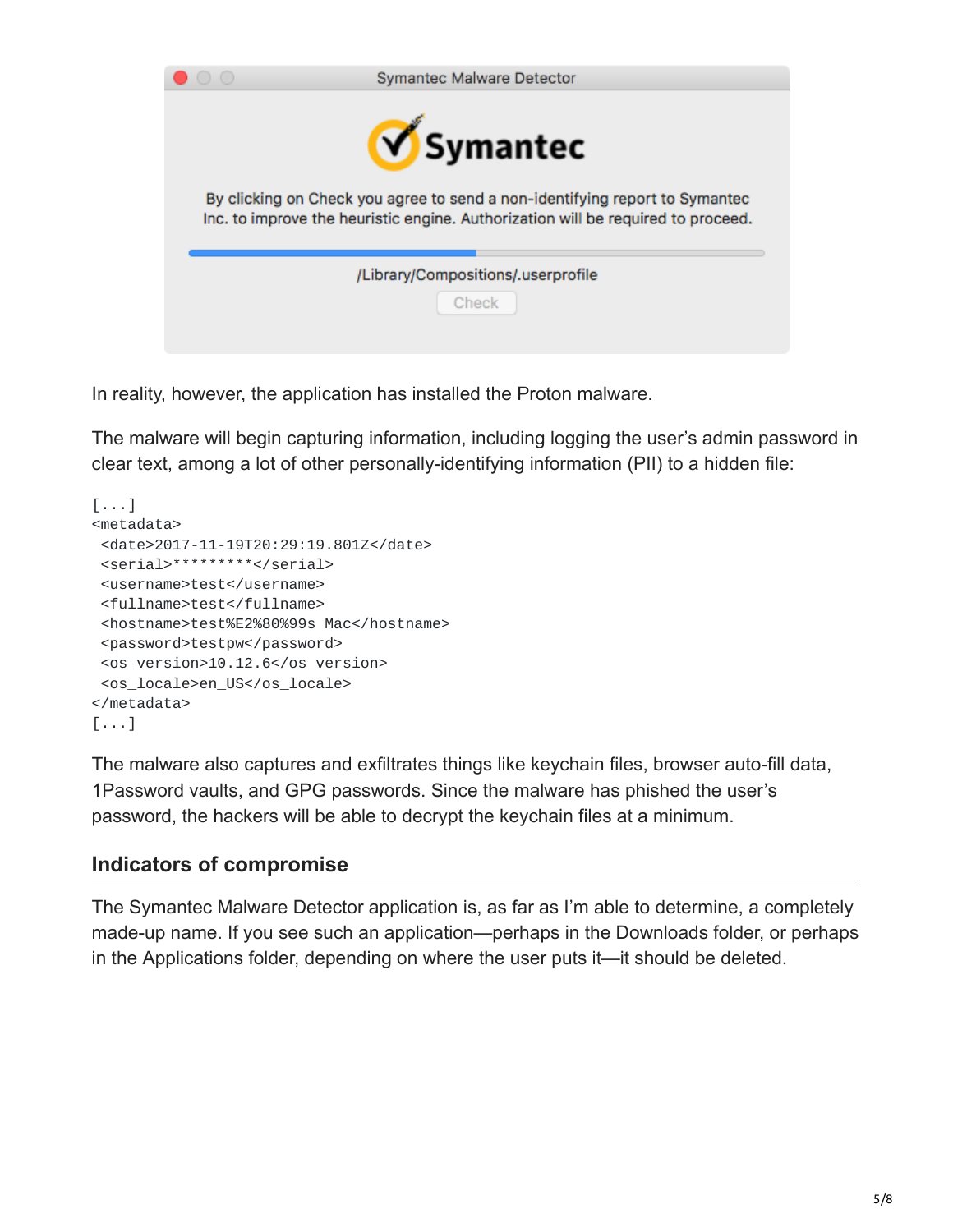In reality, however, the application has installed the Proton malware.

The malware will begin capturing information, including logging the user's admin password in clear text, among a lot of other personally-identifying information (PII) to a hidden file:

```
[...]
<metadata>
 <date>2017-11-19T20:29:19.801Z</date>
 <serial>*********</serial>
 <username>test</username>
 <fullname>test</fullname>
 <hostname>test%E2%80%99s Mac</hostname>
 <password>testpw</password>
 <os_version>10.12.6</os_version>
 <os_locale>en_US</os_locale>
</metadata>
[...]
```

The malware also captures and exfiltrates things like keychain files, browser auto-fill data, 1Password vaults, and GPG passwords. Since the malware has phished the user's password, the hackers will be able to decrypt the keychain files at a minimum.

## Indicators of compromise

The Symantec Malware Detector application is, as far as I'm able to determine, a completely made-up name. If you see such an application—perhaps in the Downloads folder, or perhaps in the Applications folder, depending on where the user puts it—it should be deleted.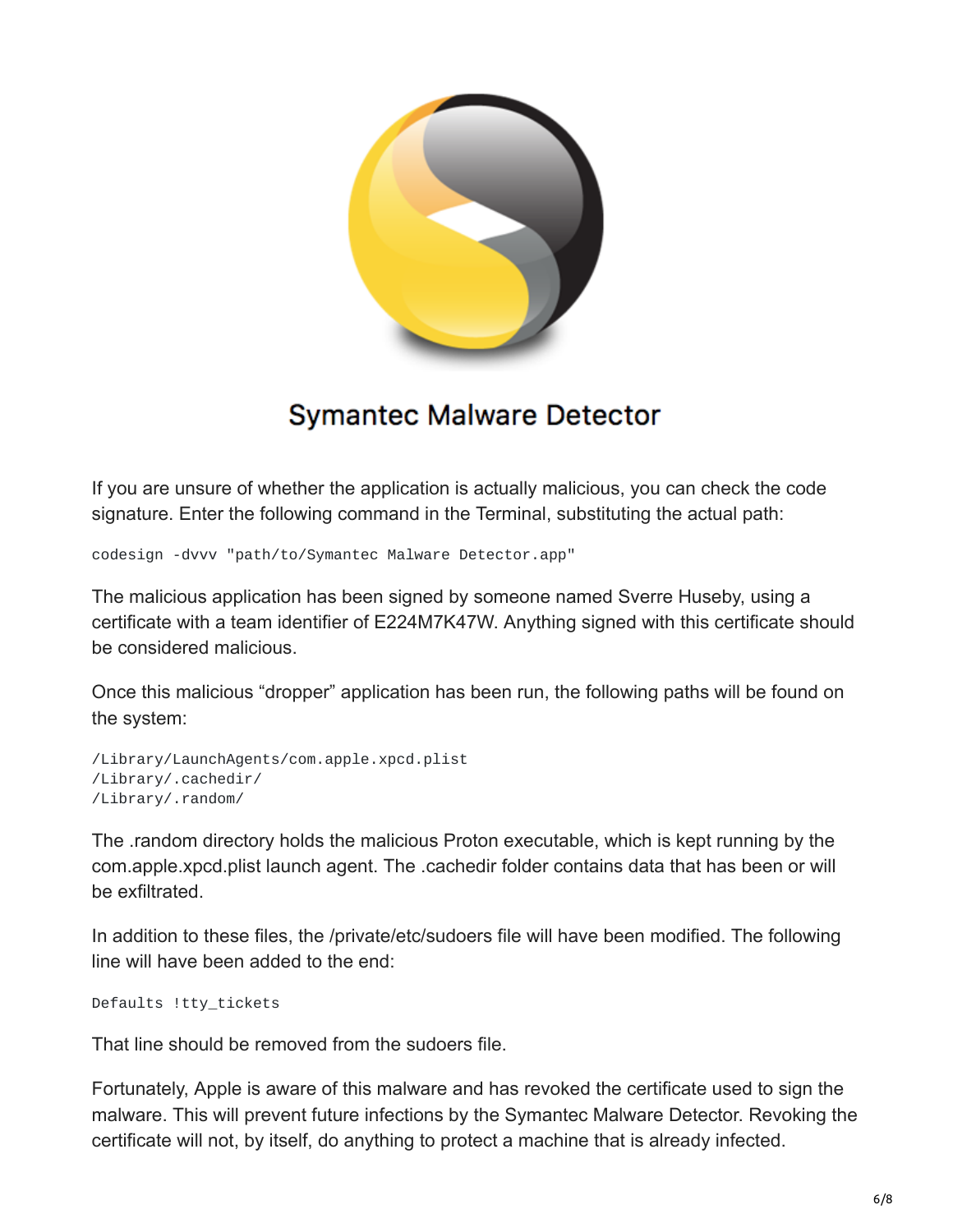Symantec Malware Detector

If you are unsure of whether the application is actually malicious, you can check the code signature. Enter the following command in the Terminal, substituting the actual path:

```
codesign -dvvv "path/to/Symantec Malware Detector.app"
```

The malicious application has been signed by someone named Sverre Huseby, using a certificate with a team identifier of E224M7K47W. Anything signed with this certificate should be considered malicious.

Once this malicious "dropper" application has been run, the following paths will be found on the system:

```
/Library/LaunchAgents/com.apple.xpcd.plist
/Library/.cachedir/
/Library/.random/
```

The .random directory holds the malicious Proton executable, which is kept running by the com.apple.xpcd.plist launch agent. The .cachedir folder contains data that has been or will be exfiltrated.

In addition to these files, the /private/etc/sudoers file will have been modified. The following line will have been added to the end:

```
Defaults !tty_tickets
```

That line should be removed from the sudoers file.

Fortunately, Apple is aware of this malware and has revoked the certificate used to sign the malware. This will prevent future infections by the Symantec Malware Detector. Revoking the certificate will not, by itself, do anything to protect a machine that is already infected.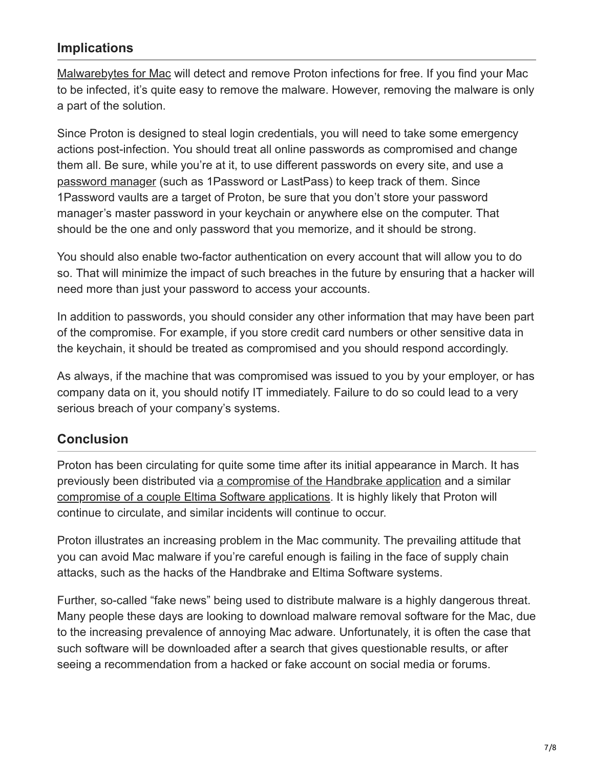## Implications

Malwarebytes for Mac will detect and remove Proton infections for free. If you find your Mac to be infected, it's quite easy to remove the malware. However, removing the malware is only a part of the solution.

Since Proton is designed to steal login credentials, you will need to take some emergency actions post-infection. You should treat all online passwords as compromised and change them all. Be sure, while you're at it, to use different passwords on every site, and use a password manager (such as 1Password or LastPass) to keep track of them. Since 1Password vaults are a target of Proton, be sure that you don't store your password manager's master password in your keychain or anywhere else on the computer. That should be the one and only password that you memorize, and it should be strong.

You should also enable two-factor authentication on every account that will allow you to do so. That will minimize the impact of such breaches in the future by ensuring that a hacker will need more than just your password to access your accounts.

In addition to passwords, you should consider any other information that may have been part of the compromise. For example, if you store credit card numbers or other sensitive data in the keychain, it should be treated as compromised and you should respond accordingly.

As always, if the machine that was compromised was issued to you by your employer, or has company data on it, you should notify IT immediately. Failure to do so could lead to a very serious breach of your company's systems.

## Conclusion

Proton has been circulating for quite some time after its initial appearance in March. It has previously been distributed via a compromise of the Handbrake application and a similar compromise of a couple Eltima Software applications. It is highly likely that Proton will continue to circulate, and similar incidents will continue to occur.

Proton illustrates an increasing problem in the Mac community. The prevailing attitude that you can avoid Mac malware if you're careful enough is failing in the face of supply chain attacks, such as the hacks of the Handbrake and Eltima Software systems.

Further, so-called "fake news" being used to distribute malware is a highly dangerous threat. Many people these days are looking to download malware removal software for the Mac, due to the increasing prevalence of annoying Mac adware. Unfortunately, it is often the case that such software will be downloaded after a search that gives questionable results, or after seeing a recommendation from a hacked or fake account on social media or forums.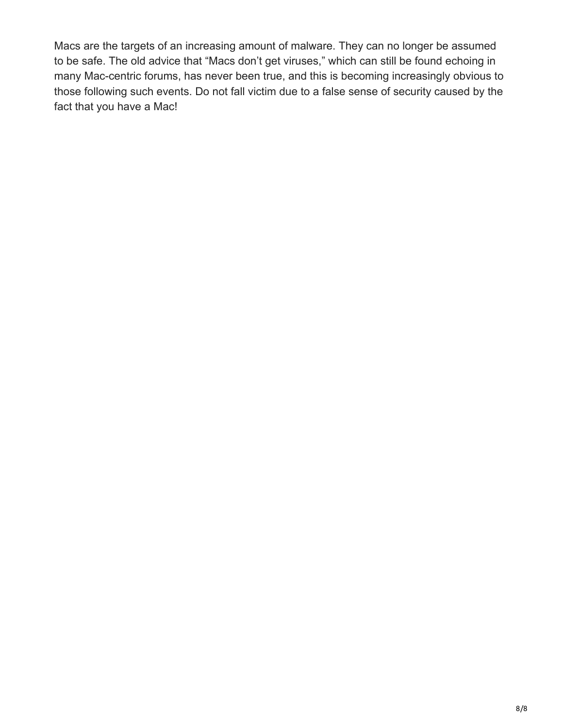Macs are the targets of an increasing amount of malware. They can no longer be assumed to be safe. The old advice that “Macs don’t get viruses,” which can still be found echoing in many Mac-centric forums, has never been true, and this is becoming increasingly obvious to those following such events. Do not fall victim due to a false sense of security caused by the fact that you have a Mac!